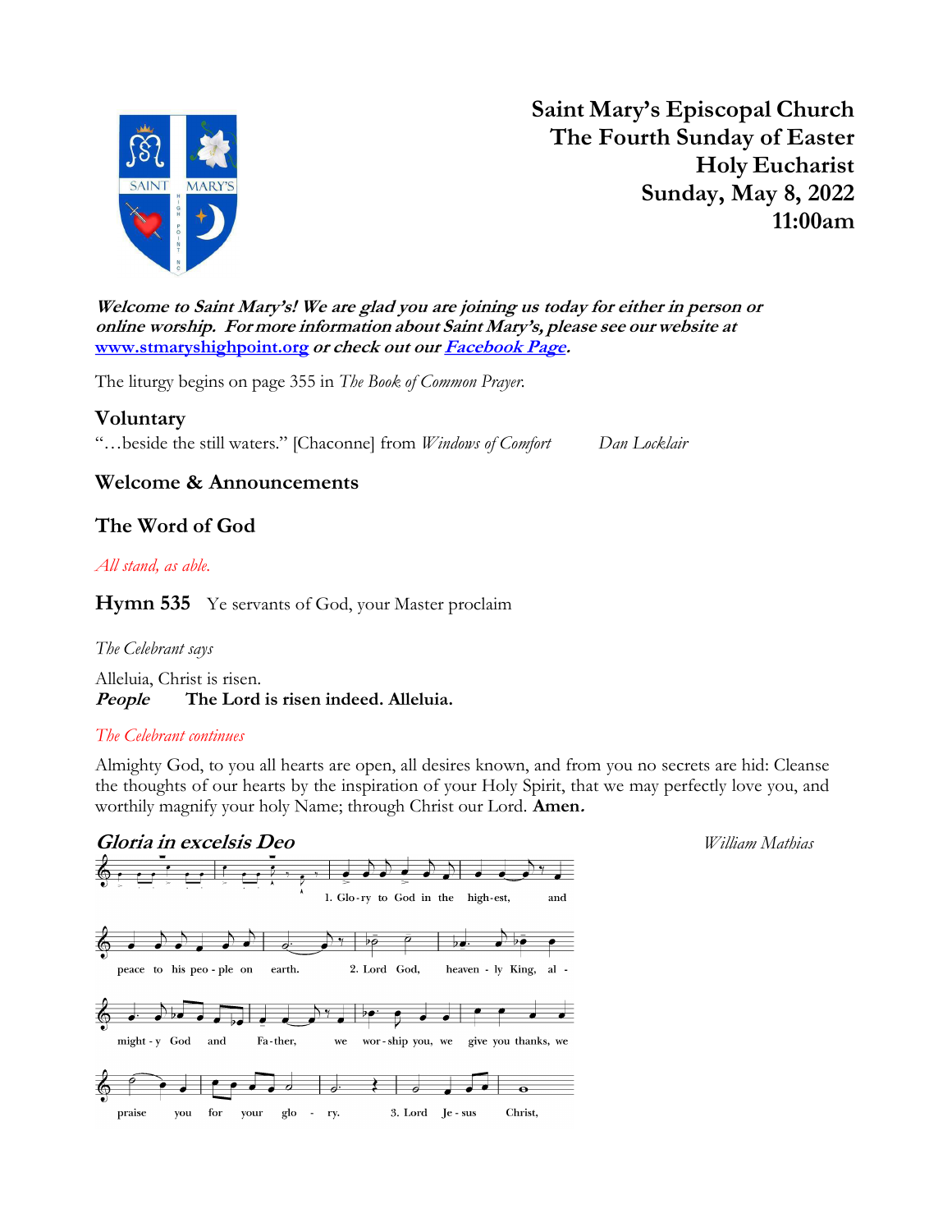# Saint Mary's Episcopal Church
## The Fourth Sunday of Easter
## Holy Eucharist
## Sunday, May 8, 2022
## 11:00am

***Welcome to Saint Mary's! We are glad you are joining us today for either in person or online worship. For more information about Saint Mary's, please see our website at [www.stmaryshighpoint.org](http://www.stmaryshighpoint.org) or check out our [Facebook Page](#).***

The liturgy begins on page 355 in *The Book of Common Prayer.*

### Voluntary

"…beside the still waters." [Chaconne] from *Windows of Comfort* *Dan Locklair*

### Welcome & Announcements

### The Word of God

*All stand, as able.*

**Hymn 535** Ye servants of God, your Master proclaim

*The Celebrant says*

Alleluia, Christ is risen.
***People*** **The Lord is risen indeed. Alleluia.**

*The Celebrant continues*

Almighty God, to you all hearts are open, all desires known, and from you no secrets are hid: Cleanse the thoughts of our hearts by the inspiration of your Holy Spirit, that we may perfectly love you, and worthily magnify your holy Name; through Christ our Lord. **Amen.**

***Gloria in excelsis Deo*** *William Mathias*

1. Glo-ry to God in the high-est, and peace to his peo-ple on earth. 2. Lord God, heaven-ly King, al-might-y God and Fa-ther, we wor-ship you, we give you thanks, we praise you for your glo-ry. 3. Lord Je-sus Christ,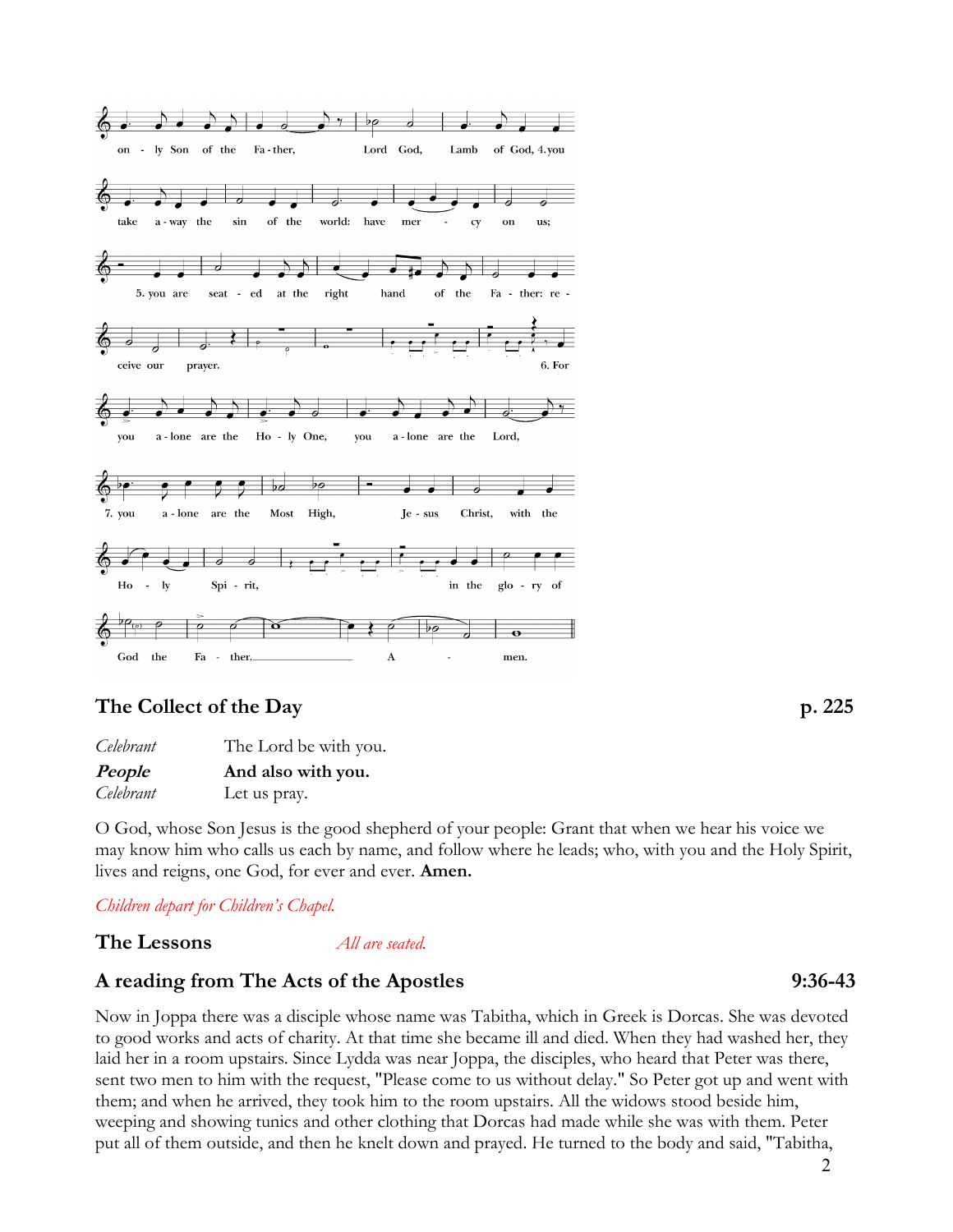on - ly Son of the Fa - ther, Lord God, Lamb of God, 4. you take a - way the sin of the world: have mer - cy on us;

5. you are seat - ed at the right hand of the Fa - ther: re - ceive our prayer.

6. For you a - lone are the Ho - ly One, you a - lone are the Lord,

7. you a - lone are the Most High, Je - sus Christ, with the Ho - ly Spi - rit, in the glo - ry of God the Fa - ther. A - men.

## The Collect of the Day p. 225

| | |
|---|---|
| *Celebrant* | The Lord be with you. |
| ***People*** | **And also with you.** |
| *Celebrant* | Let us pray. |

O God, whose Son Jesus is the good shepherd of your people: Grant that when we hear his voice we may know him who calls us each by name, and follow where he leads; who, with you and the Holy Spirit, lives and reigns, one God, for ever and ever. **Amen.**

*Children depart for Children's Chapel.*

## The Lessons *All are seated.*

## A reading from The Acts of the Apostles 9:36-43

Now in Joppa there was a disciple whose name was Tabitha, which in Greek is Dorcas. She was devoted to good works and acts of charity. At that time she became ill and died. When they had washed her, they laid her in a room upstairs. Since Lydda was near Joppa, the disciples, who heard that Peter was there, sent two men to him with the request, "Please come to us without delay." So Peter got up and went with them; and when he arrived, they took him to the room upstairs. All the widows stood beside him, weeping and showing tunics and other clothing that Dorcas had made while she was with them. Peter put all of them outside, and then he knelt down and prayed. He turned to the body and said, "Tabitha,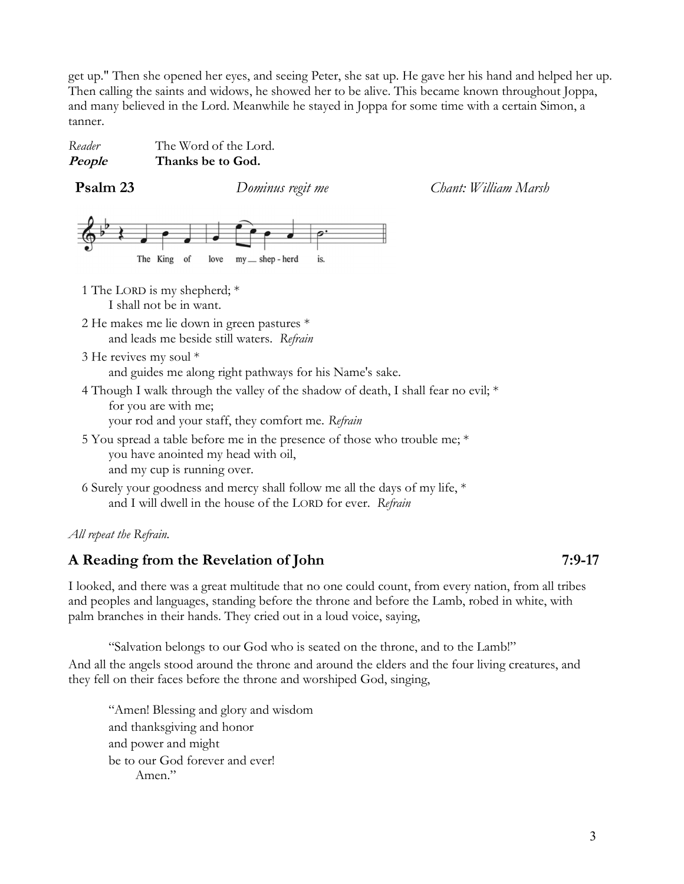get up." Then she opened her eyes, and seeing Peter, she sat up. He gave her his hand and helped her up. Then calling the saints and widows, he showed her to be alive. This became known throughout Joppa, and many believed in the Lord. Meanwhile he stayed in Joppa for some time with a certain Simon, a tanner.

*Reader* The Word of the Lord.
***People*** **Thanks be to God.**

**Psalm 23** *Dominus regit me* *Chant: William Marsh*

The King of love my shep-herd is.

1 The LORD is my shepherd; *
   I shall not be in want.

2 He makes me lie down in green pastures *
   and leads me beside still waters. *Refrain*

3 He revives my soul *
   and guides me along right pathways for his Name's sake.

4 Though I walk through the valley of the shadow of death, I shall fear no evil; *
   for you are with me;
   your rod and your staff, they comfort me. *Refrain*

5 You spread a table before me in the presence of those who trouble me; *
   you have anointed my head with oil,
   and my cup is running over.

6 Surely your goodness and mercy shall follow me all the days of my life, *
   and I will dwell in the house of the LORD for ever. *Refrain*

*All repeat the Refrain.*

## A Reading from the Revelation of John 7:9-17

I looked, and there was a great multitude that no one could count, from every nation, from all tribes and peoples and languages, standing before the throne and before the Lamb, robed in white, with palm branches in their hands. They cried out in a loud voice, saying,

"Salvation belongs to our God who is seated on the throne, and to the Lamb!"

And all the angels stood around the throne and around the elders and the four living creatures, and they fell on their faces before the throne and worshiped God, singing,

"Amen! Blessing and glory and wisdom
and thanksgiving and honor
and power and might
be to our God forever and ever!
   Amen."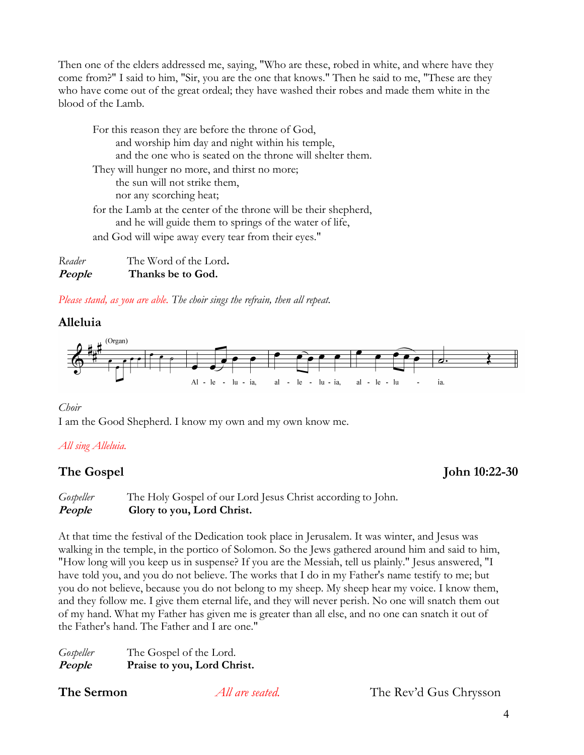Then one of the elders addressed me, saying, "Who are these, robed in white, and where have they come from?" I said to him, "Sir, you are the one that knows." Then he said to me, "These are they who have come out of the great ordeal; they have washed their robes and made them white in the blood of the Lamb.

For this reason they are before the throne of God,
and worship him day and night within his temple,
and the one who is seated on the throne will shelter them.
They will hunger no more, and thirst no more;
the sun will not strike them,
nor any scorching heat;
for the Lamb at the center of the throne will be their shepherd,
and he will guide them to springs of the water of life,
and God will wipe away every tear from their eyes."

*Reader* The Word of the Lord.
***People*** **Thanks be to God.**

*Please stand, as you are able. The choir sings the refrain, then all repeat.*

## Alleluia

(Organ)

Al - le - lu - ia, al - le - lu - ia, al - le - lu - ia.

*Choir*
I am the Good Shepherd. I know my own and my own know me.

*All sing Alleluia.*

## The Gospel — John 10:22-30

*Gospeller* The Holy Gospel of our Lord Jesus Christ according to John.
***People*** **Glory to you, Lord Christ.**

At that time the festival of the Dedication took place in Jerusalem. It was winter, and Jesus was walking in the temple, in the portico of Solomon. So the Jews gathered around him and said to him, "How long will you keep us in suspense? If you are the Messiah, tell us plainly." Jesus answered, "I have told you, and you do not believe. The works that I do in my Father's name testify to me; but you do not believe, because you do not belong to my sheep. My sheep hear my voice. I know them, and they follow me. I give them eternal life, and they will never perish. No one will snatch them out of my hand. What my Father has given me is greater than all else, and no one can snatch it out of the Father's hand. The Father and I are one."

*Gospeller* The Gospel of the Lord.
***People*** **Praise to you, Lord Christ.**

## The Sermon

*All are seated.* The Rev'd Gus Chrysson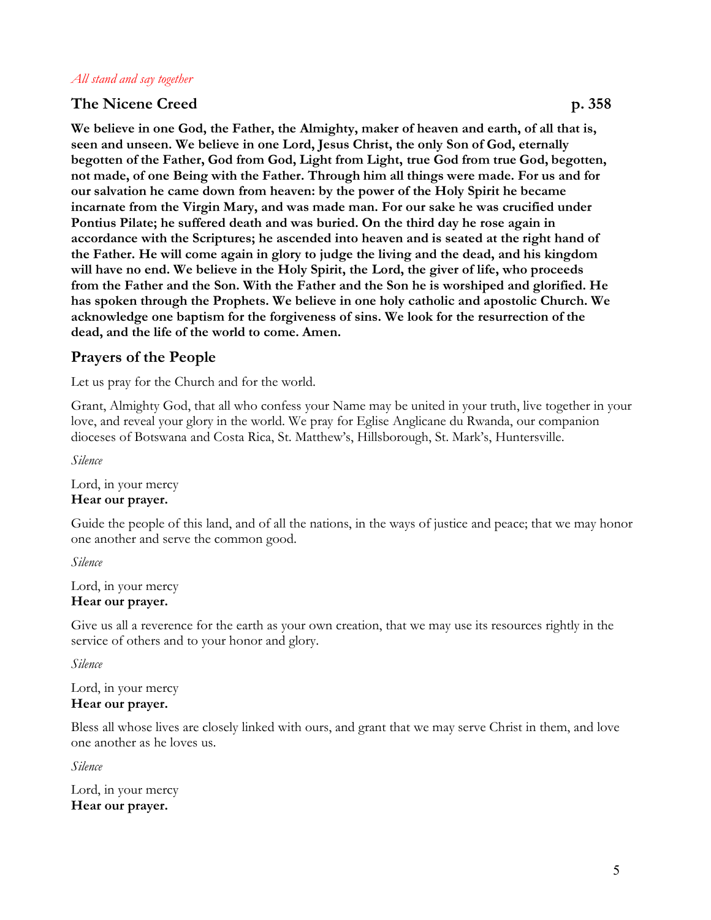*All stand and say together*

## The Nicene Creed p. 358

**We believe in one God, the Father, the Almighty, maker of heaven and earth, of all that is, seen and unseen. We believe in one Lord, Jesus Christ, the only Son of God, eternally begotten of the Father, God from God, Light from Light, true God from true God, begotten, not made, of one Being with the Father. Through him all things were made. For us and for our salvation he came down from heaven: by the power of the Holy Spirit he became incarnate from the Virgin Mary, and was made man. For our sake he was crucified under Pontius Pilate; he suffered death and was buried. On the third day he rose again in accordance with the Scriptures; he ascended into heaven and is seated at the right hand of the Father. He will come again in glory to judge the living and the dead, and his kingdom will have no end. We believe in the Holy Spirit, the Lord, the giver of life, who proceeds from the Father and the Son. With the Father and the Son he is worshiped and glorified. He has spoken through the Prophets. We believe in one holy catholic and apostolic Church. We acknowledge one baptism for the forgiveness of sins. We look for the resurrection of the dead, and the life of the world to come. Amen.**

## Prayers of the People

Let us pray for the Church and for the world.

Grant, Almighty God, that all who confess your Name may be united in your truth, live together in your love, and reveal your glory in the world. We pray for Eglise Anglicane du Rwanda, our companion dioceses of Botswana and Costa Rica, St. Matthew's, Hillsborough, St. Mark's, Huntersville.

*Silence*

Lord, in your mercy
**Hear our prayer.**

Guide the people of this land, and of all the nations, in the ways of justice and peace; that we may honor one another and serve the common good.

*Silence*

Lord, in your mercy
**Hear our prayer.**

Give us all a reverence for the earth as your own creation, that we may use its resources rightly in the service of others and to your honor and glory.

*Silence*

Lord, in your mercy
**Hear our prayer.**

Bless all whose lives are closely linked with ours, and grant that we may serve Christ in them, and love one another as he loves us.

*Silence*

Lord, in your mercy
**Hear our prayer.**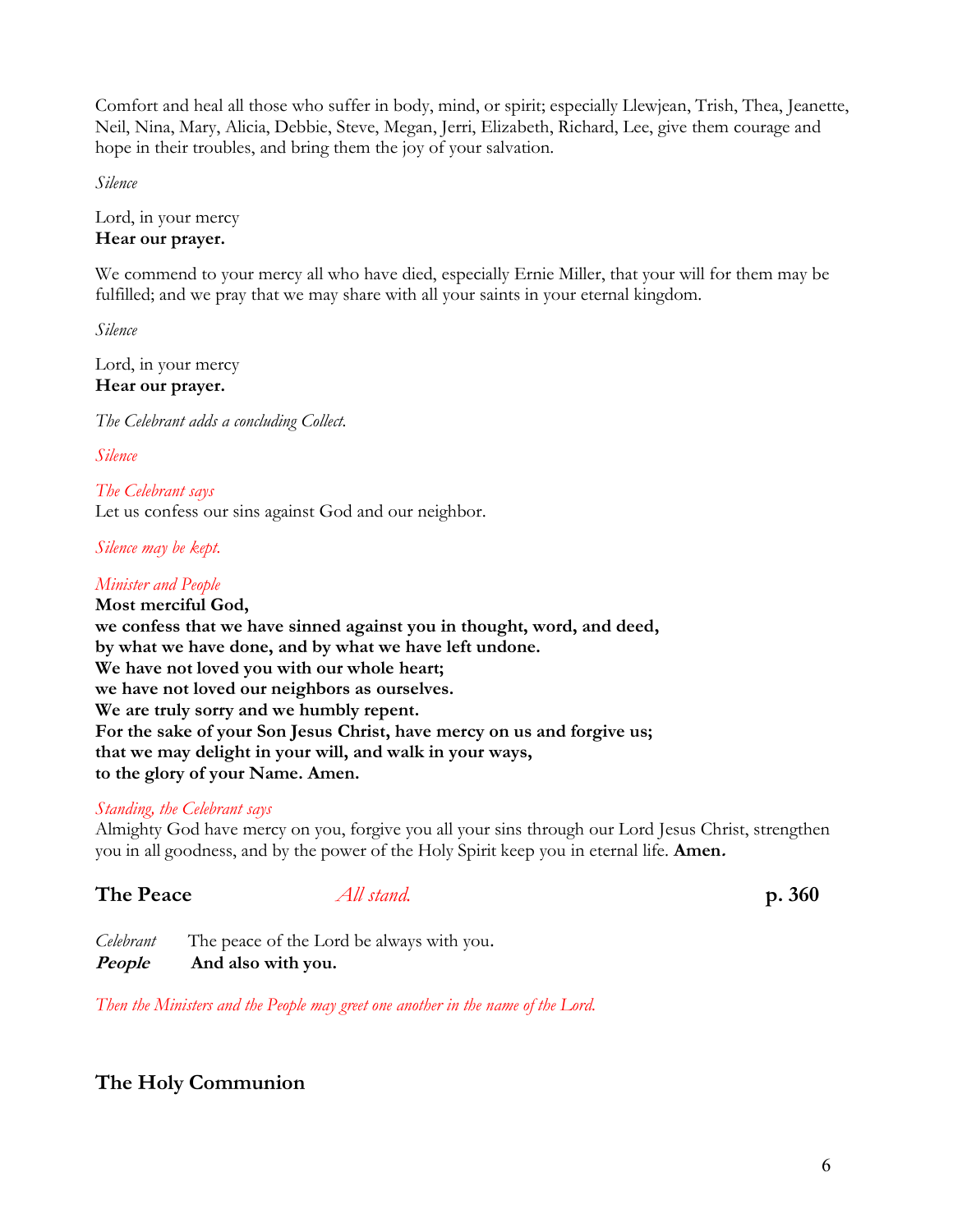Comfort and heal all those who suffer in body, mind, or spirit; especially Llewjean, Trish, Thea, Jeanette, Neil, Nina, Mary, Alicia, Debbie, Steve, Megan, Jerri, Elizabeth, Richard, Lee, give them courage and hope in their troubles, and bring them the joy of your salvation.

*Silence*

Lord, in your mercy
**Hear our prayer.**

We commend to your mercy all who have died, especially Ernie Miller, that your will for them may be fulfilled; and we pray that we may share with all your saints in your eternal kingdom.

*Silence*

Lord, in your mercy
**Hear our prayer.**

*The Celebrant adds a concluding Collect.*

*Silence*

*The Celebrant says*
Let us confess our sins against God and our neighbor.

*Silence may be kept.*

*Minister and People*
**Most merciful God,**
**we confess that we have sinned against you in thought, word, and deed,**
**by what we have done, and by what we have left undone.**
**We have not loved you with our whole heart;**
**we have not loved our neighbors as ourselves.**
**We are truly sorry and we humbly repent.**
**For the sake of your Son Jesus Christ, have mercy on us and forgive us;**
**that we may delight in your will, and walk in your ways,**
**to the glory of your Name. Amen.**

*Standing, the Celebrant says*
Almighty God have mercy on you, forgive you all your sins through our Lord Jesus Christ, strengthen you in all goodness, and by the power of the Holy Spirit keep you in eternal life. **Amen.**

## The Peace *All stand.* p. 360

*Celebrant* The peace of the Lord be always with you.
***People*** **And also with you.**

*Then the Ministers and the People may greet one another in the name of the Lord.*

## The Holy Communion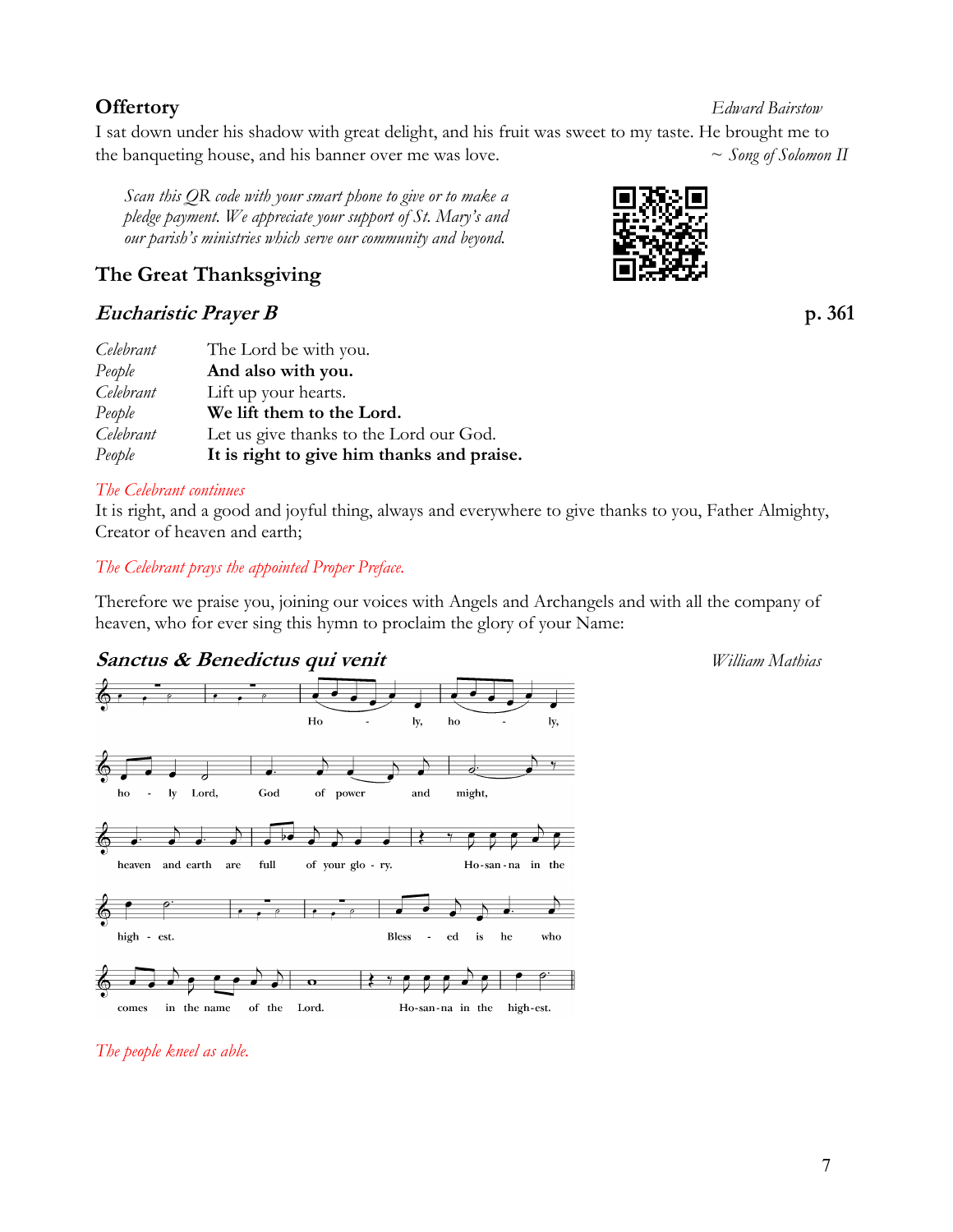## Offertory

*Edward Bairstow*

I sat down under his shadow with great delight, and his fruit was sweet to my taste. He brought me to the banqueting house, and his banner over me was love. *~ Song of Solomon II*

*Scan this QR code with your smart phone to give or to make a pledge payment. We appreciate your support of St. Mary's and our parish's ministries which serve our community and beyond.*

## The Great Thanksgiving

### *Eucharistic Prayer B* **p. 361**

| | |
|---|---|
| *Celebrant* | The Lord be with you. |
| *People* | **And also with you.** |
| *Celebrant* | Lift up your hearts. |
| *People* | **We lift them to the Lord.** |
| *Celebrant* | Let us give thanks to the Lord our God. |
| *People* | **It is right to give him thanks and praise.** |

*The Celebrant continues*

It is right, and a good and joyful thing, always and everywhere to give thanks to you, Father Almighty, Creator of heaven and earth;

*The Celebrant prays the appointed Proper Preface.*

Therefore we praise you, joining our voices with Angels and Archangels and with all the company of heaven, who for ever sing this hymn to proclaim the glory of your Name:

### *Sanctus & Benedictus qui venit*

*William Mathias*

Holy, holy, holy Lord, God of power and might, heaven and earth are full of your glory. Hosanna in the highest. Blessed is he who comes in the name of the Lord. Hosanna in the highest.

*The people kneel as able.*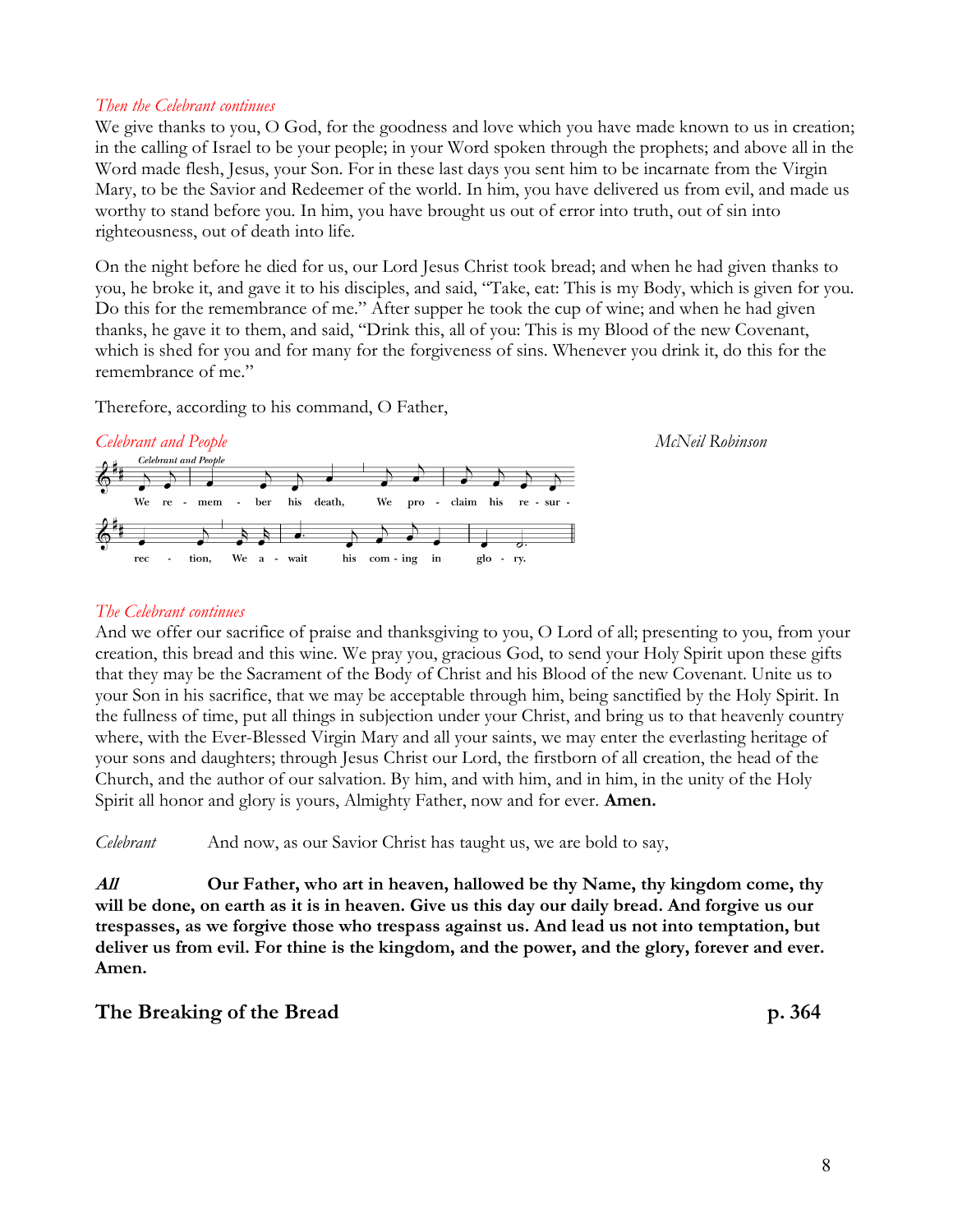*Then the Celebrant continues*

We give thanks to you, O God, for the goodness and love which you have made known to us in creation; in the calling of Israel to be your people; in your Word spoken through the prophets; and above all in the Word made flesh, Jesus, your Son. For in these last days you sent him to be incarnate from the Virgin Mary, to be the Savior and Redeemer of the world. In him, you have delivered us from evil, and made us worthy to stand before you. In him, you have brought us out of error into truth, out of sin into righteousness, out of death into life.

On the night before he died for us, our Lord Jesus Christ took bread; and when he had given thanks to you, he broke it, and gave it to his disciples, and said, "Take, eat: This is my Body, which is given for you. Do this for the remembrance of me." After supper he took the cup of wine; and when he had given thanks, he gave it to them, and said, "Drink this, all of you: This is my Blood of the new Covenant, which is shed for you and for many for the forgiveness of sins. Whenever you drink it, do this for the remembrance of me."

Therefore, according to his command, O Father,

*Celebrant and People* *McNeil Robinson*

We remember his death, We proclaim his resurrection, We await his coming in glory.

*The Celebrant continues*

And we offer our sacrifice of praise and thanksgiving to you, O Lord of all; presenting to you, from your creation, this bread and this wine. We pray you, gracious God, to send your Holy Spirit upon these gifts that they may be the Sacrament of the Body of Christ and his Blood of the new Covenant. Unite us to your Son in his sacrifice, that we may be acceptable through him, being sanctified by the Holy Spirit. In the fullness of time, put all things in subjection under your Christ, and bring us to that heavenly country where, with the Ever-Blessed Virgin Mary and all your saints, we may enter the everlasting heritage of your sons and daughters; through Jesus Christ our Lord, the firstborn of all creation, the head of the Church, and the author of our salvation. By him, and with him, and in him, in the unity of the Holy Spirit all honor and glory is yours, Almighty Father, now and for ever. **Amen.**

*Celebrant* And now, as our Savior Christ has taught us, we are bold to say,

***All*** **Our Father, who art in heaven, hallowed be thy Name, thy kingdom come, thy will be done, on earth as it is in heaven. Give us this day our daily bread. And forgive us our trespasses, as we forgive those who trespass against us. And lead us not into temptation, but deliver us from evil. For thine is the kingdom, and the power, and the glory, forever and ever. Amen.**

## The Breaking of the Bread p. 364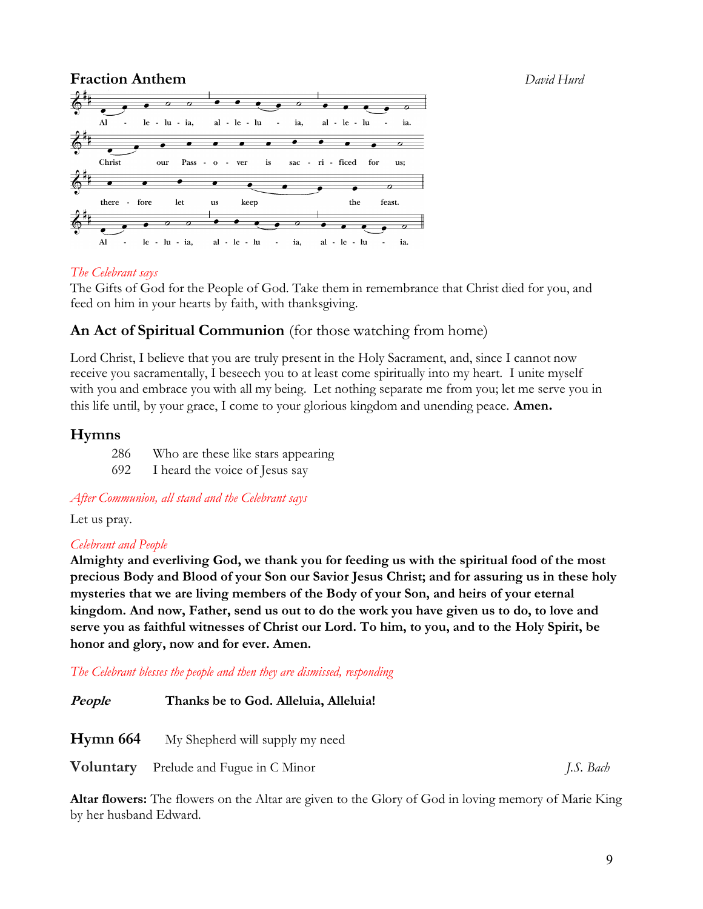## Fraction Anthem

*David Hurd*

Al - le - lu - ia, al - le - lu - ia, al - le - lu - ia.

Christ our Pass - o - ver is sac - ri - ficed for us;

there - fore let us keep the feast.

Al - le - lu - ia, al - le - lu - ia, al - le - lu - ia.

*The Celebrant says*

The Gifts of God for the People of God. Take them in remembrance that Christ died for you, and feed on him in your hearts by faith, with thanksgiving.

## An Act of Spiritual Communion (for those watching from home)

Lord Christ, I believe that you are truly present in the Holy Sacrament, and, since I cannot now receive you sacramentally, I beseech you to at least come spiritually into my heart. I unite myself with you and embrace you with all my being. Let nothing separate me from you; let me serve you in this life until, by your grace, I come to your glorious kingdom and unending peace. **Amen.**

## Hymns

286 Who are these like stars appearing
692 I heard the voice of Jesus say

*After Communion, all stand and the Celebrant says*

Let us pray.

*Celebrant and People*

**Almighty and everliving God, we thank you for feeding us with the spiritual food of the most precious Body and Blood of your Son our Savior Jesus Christ; and for assuring us in these holy mysteries that we are living members of the Body of your Son, and heirs of your eternal kingdom. And now, Father, send us out to do the work you have given us to do, to love and serve you as faithful witnesses of Christ our Lord. To him, to you, and to the Holy Spirit, be honor and glory, now and for ever. Amen.**

*The Celebrant blesses the people and then they are dismissed, responding*

***People*** **Thanks be to God. Alleluia, Alleluia!**

**Hymn 664** My Shepherd will supply my need

**Voluntary** Prelude and Fugue in C Minor *J.S. Bach*

**Altar flowers:** The flowers on the Altar are given to the Glory of God in loving memory of Marie King by her husband Edward.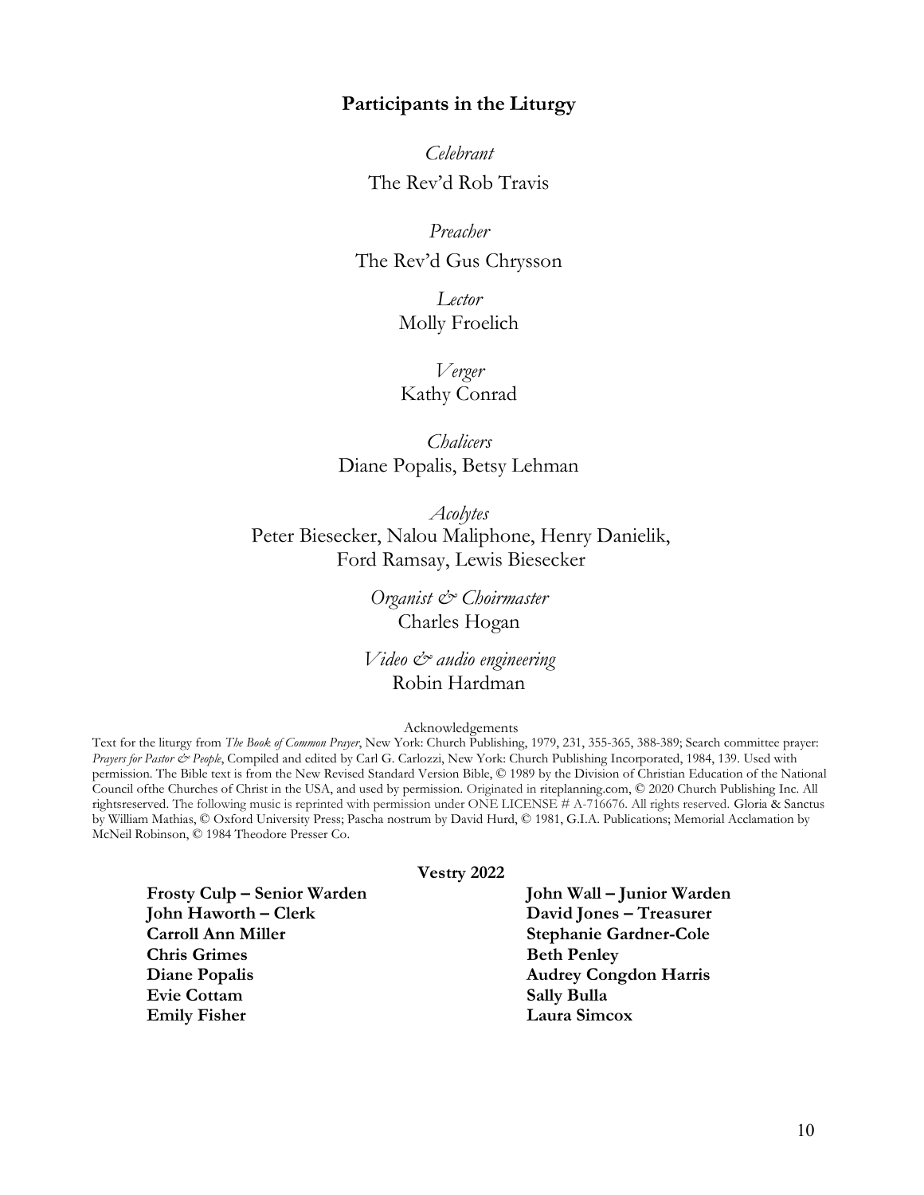## Participants in the Liturgy

*Celebrant*
The Rev'd Rob Travis

*Preacher*
The Rev'd Gus Chrysson

*Lector*
Molly Froelich

*Verger*
Kathy Conrad

*Chalicers*
Diane Popalis, Betsy Lehman

*Acolytes*
Peter Biesecker, Nalou Maliphone, Henry Danielik, Ford Ramsay, Lewis Biesecker

*Organist & Choirmaster*
Charles Hogan

*Video & audio engineering*
Robin Hardman

Acknowledgements

Text for the liturgy from *The Book of Common Prayer*, New York: Church Publishing, 1979, 231, 355-365, 388-389; Search committee prayer: *Prayers for Pastor & People*, Compiled and edited by Carl G. Carlozzi, New York: Church Publishing Incorporated, 1984, 139. Used with permission. The Bible text is from the New Revised Standard Version Bible, © 1989 by the Division of Christian Education of the National Council ofthe Churches of Christ in the USA, and used by permission. Originated in riteplanning.com, © 2020 Church Publishing Inc. All rightsreserved. The following music is reprinted with permission under ONE LICENSE # A-716676. All rights reserved. Gloria & Sanctus by William Mathias, © Oxford University Press; Pascha nostrum by David Hurd, © 1981, G.I.A. Publications; Memorial Acclamation by McNeil Robinson, © 1984 Theodore Presser Co.

**Vestry 2022**

**Frosty Culp – Senior Warden**
**John Haworth – Clerk**
**Carroll Ann Miller**
**Chris Grimes**
**Diane Popalis**
**Evie Cottam**
**Emily Fisher**

**John Wall – Junior Warden**
**David Jones – Treasurer**
**Stephanie Gardner-Cole**
**Beth Penley**
**Audrey Congdon Harris**
**Sally Bulla**
**Laura Simcox**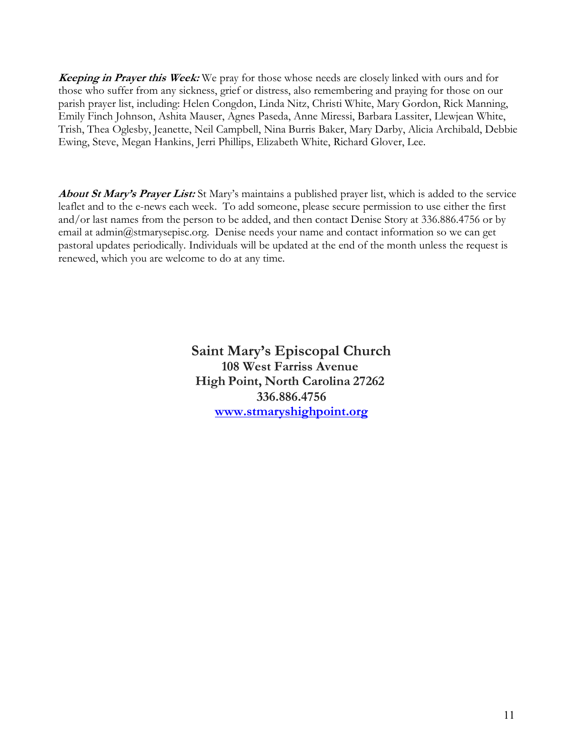***Keeping in Prayer this Week:*** We pray for those whose needs are closely linked with ours and for those who suffer from any sickness, grief or distress, also remembering and praying for those on our parish prayer list, including: Helen Congdon, Linda Nitz, Christi White, Mary Gordon, Rick Manning, Emily Finch Johnson, Ashita Mauser, Agnes Paseda, Anne Miressi, Barbara Lassiter, Llewjean White, Trish, Thea Oglesby, Jeanette, Neil Campbell, Nina Burris Baker, Mary Darby, Alicia Archibald, Debbie Ewing, Steve, Megan Hankins, Jerri Phillips, Elizabeth White, Richard Glover, Lee.

***About St Mary's Prayer List:*** St Mary's maintains a published prayer list, which is added to the service leaflet and to the e-news each week. To add someone, please secure permission to use either the first and/or last names from the person to be added, and then contact Denise Story at 336.886.4756 or by email at admin@stmarysepisc.org. Denise needs your name and contact information so we can get pastoral updates periodically. Individuals will be updated at the end of the month unless the request is renewed, which you are welcome to do at any time.

**Saint Mary's Episcopal Church**
**108 West Farriss Avenue**
**High Point, North Carolina 27262**
**336.886.4756**
**[www.stmaryshighpoint.org](http://www.stmaryshighpoint.org)**